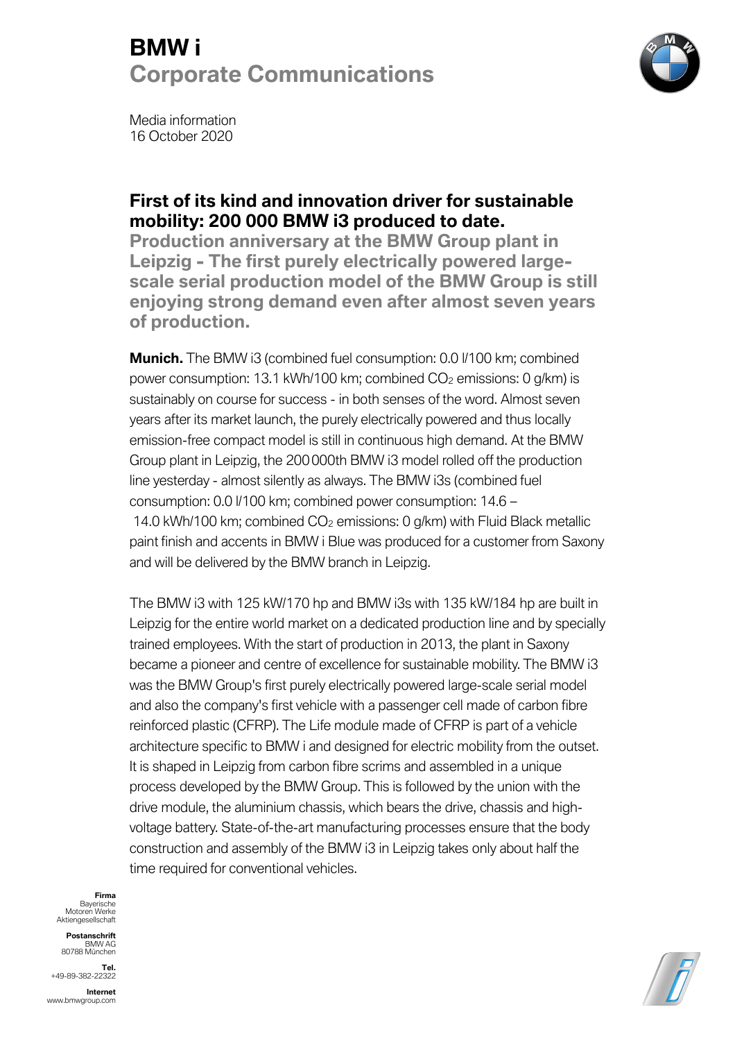# BMW i
## Corporate Communications

Media information
16 October 2020

### First of its kind and innovation driver for sustainable mobility: 200 000 BMW i3 produced to date.

**Production anniversary at the BMW Group plant in Leipzig - The first purely electrically powered large-scale serial production model of the BMW Group is still enjoying strong demand even after almost seven years of production.**

**Munich.** The BMW i3 (combined fuel consumption: 0.0 l/100 km; combined power consumption: 13.1 kWh/100 km; combined $CO_2$ emissions: 0 g/km) is sustainably on course for success - in both senses of the word. Almost seven years after its market launch, the purely electrically powered and thus locally emission-free compact model is still in continuous high demand. At the BMW Group plant in Leipzig, the 200 000th BMW i3 model rolled off the production line yesterday - almost silently as always. The BMW i3s (combined fuel consumption: 0.0 l/100 km; combined power consumption: 14.6 – 14.0 kWh/100 km; combined $CO_2$ emissions: 0 g/km) with Fluid Black metallic paint finish and accents in BMW i Blue was produced for a customer from Saxony and will be delivered by the BMW branch in Leipzig.

The BMW i3 with 125 kW/170 hp and BMW i3s with 135 kW/184 hp are built in Leipzig for the entire world market on a dedicated production line and by specially trained employees. With the start of production in 2013, the plant in Saxony became a pioneer and centre of excellence for sustainable mobility. The BMW i3 was the BMW Group's first purely electrically powered large-scale serial model and also the company's first vehicle with a passenger cell made of carbon fibre reinforced plastic (CFRP). The Life module made of CFRP is part of a vehicle architecture specific to BMW i and designed for electric mobility from the outset. It is shaped in Leipzig from carbon fibre scrims and assembled in a unique process developed by the BMW Group. This is followed by the union with the drive module, the aluminium chassis, which bears the drive, chassis and high-voltage battery. State-of-the-art manufacturing processes ensure that the body construction and assembly of the BMW i3 in Leipzig takes only about half the time required for conventional vehicles.

**Firma**
Bayerische Motoren Werke Aktiengesellschaft

**Postanschrift**
BMW AG
80788 München

**Tel.**
+49-89-382-22322

**Internet**
www.bmwgroup.com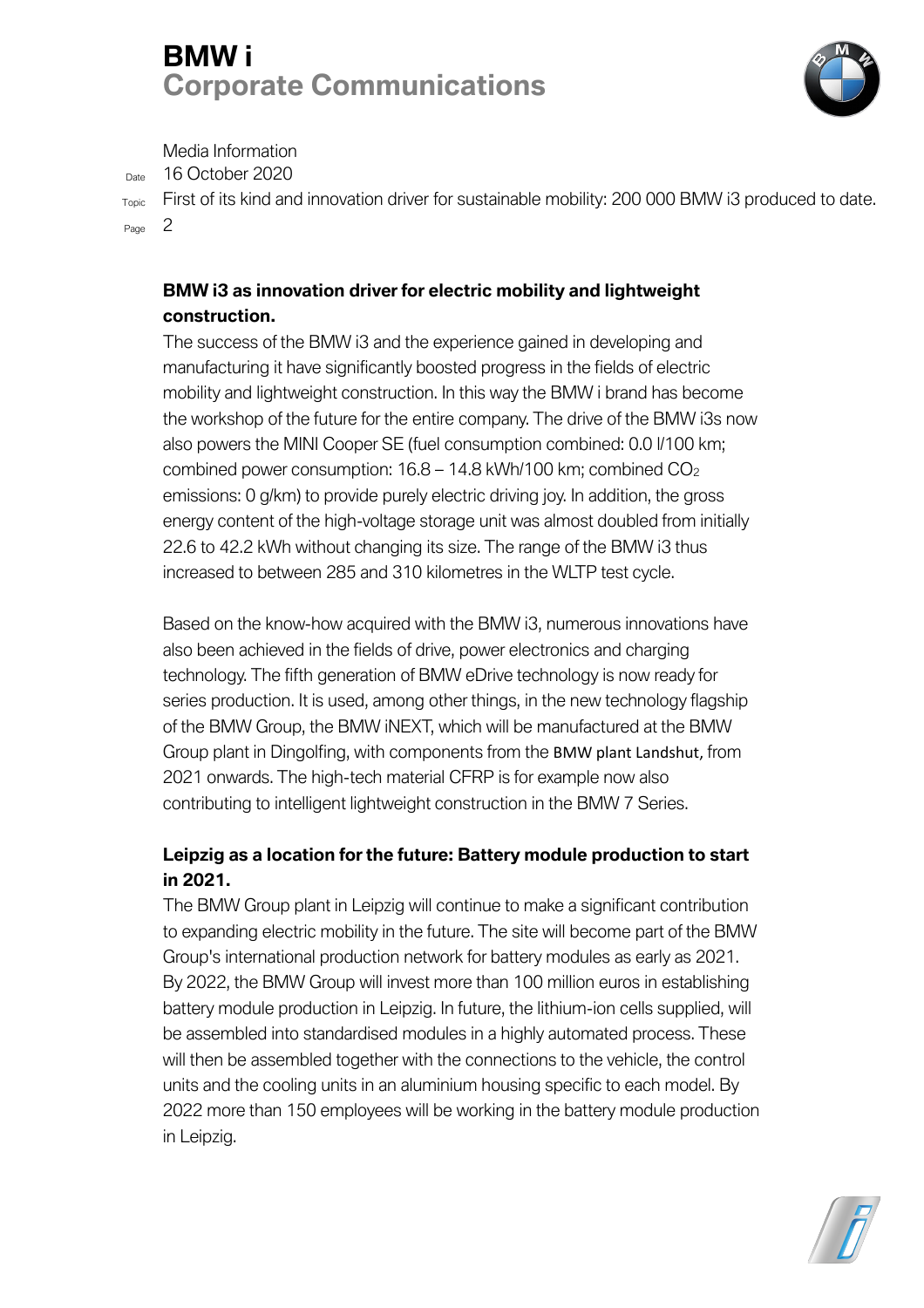**BMW i3 as innovation driver for electric mobility and lightweight construction.**

The success of the BMW i3 and the experience gained in developing and manufacturing it have significantly boosted progress in the fields of electric mobility and lightweight construction. In this way the BMW i brand has become the workshop of the future for the entire company. The drive of the BMW i3s now also powers the MINI Cooper SE (fuel consumption combined: 0.0 l/100 km; combined power consumption: 16.8 – 14.8 kWh/100 km; combined $CO_2$ emissions: 0 g/km) to provide purely electric driving joy. In addition, the gross energy content of the high-voltage storage unit was almost doubled from initially 22.6 to 42.2 kWh without changing its size. The range of the BMW i3 thus increased to between 285 and 310 kilometres in the WLTP test cycle.

Based on the know-how acquired with the BMW i3, numerous innovations have also been achieved in the fields of drive, power electronics and charging technology. The fifth generation of BMW eDrive technology is now ready for series production. It is used, among other things, in the new technology flagship of the BMW Group, the BMW iNEXT, which will be manufactured at the BMW Group plant in Dingolfing, with components from the BMW plant Landshut, from 2021 onwards. The high-tech material CFRP is for example now also contributing to intelligent lightweight construction in the BMW 7 Series.

**Leipzig as a location for the future: Battery module production to start in 2021.**

The BMW Group plant in Leipzig will continue to make a significant contribution to expanding electric mobility in the future. The site will become part of the BMW Group's international production network for battery modules as early as 2021. By 2022, the BMW Group will invest more than 100 million euros in establishing battery module production in Leipzig. In future, the lithium-ion cells supplied, will be assembled into standardised modules in a highly automated process. These will then be assembled together with the connections to the vehicle, the control units and the cooling units in an aluminium housing specific to each model. By 2022 more than 150 employees will be working in the battery module production in Leipzig.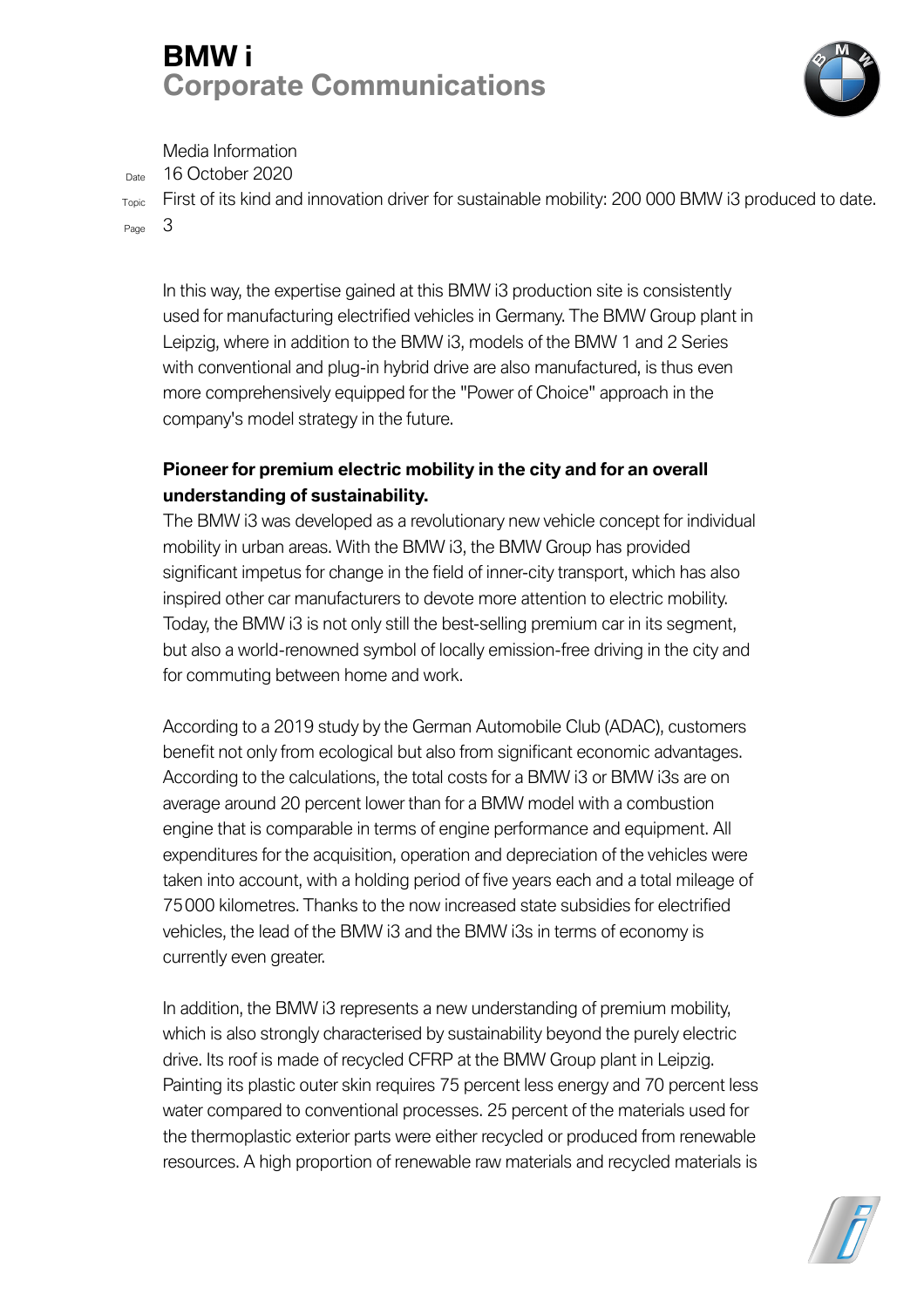In this way, the expertise gained at this BMW i3 production site is consistently used for manufacturing electrified vehicles in Germany. The BMW Group plant in Leipzig, where in addition to the BMW i3, models of the BMW 1 and 2 Series with conventional and plug-in hybrid drive are also manufactured, is thus even more comprehensively equipped for the "Power of Choice" approach in the company's model strategy in the future.

**Pioneer for premium electric mobility in the city and for an overall understanding of sustainability.**

The BMW i3 was developed as a revolutionary new vehicle concept for individual mobility in urban areas. With the BMW i3, the BMW Group has provided significant impetus for change in the field of inner-city transport, which has also inspired other car manufacturers to devote more attention to electric mobility. Today, the BMW i3 is not only still the best-selling premium car in its segment, but also a world-renowned symbol of locally emission-free driving in the city and for commuting between home and work.

According to a 2019 study by the German Automobile Club (ADAC), customers benefit not only from ecological but also from significant economic advantages. According to the calculations, the total costs for a BMW i3 or BMW i3s are on average around 20 percent lower than for a BMW model with a combustion engine that is comparable in terms of engine performance and equipment. All expenditures for the acquisition, operation and depreciation of the vehicles were taken into account, with a holding period of five years each and a total mileage of 75 000 kilometres. Thanks to the now increased state subsidies for electrified vehicles, the lead of the BMW i3 and the BMW i3s in terms of economy is currently even greater.

In addition, the BMW i3 represents a new understanding of premium mobility, which is also strongly characterised by sustainability beyond the purely electric drive. Its roof is made of recycled CFRP at the BMW Group plant in Leipzig. Painting its plastic outer skin requires 75 percent less energy and 70 percent less water compared to conventional processes. 25 percent of the materials used for the thermoplastic exterior parts were either recycled or produced from renewable resources. A high proportion of renewable raw materials and recycled materials is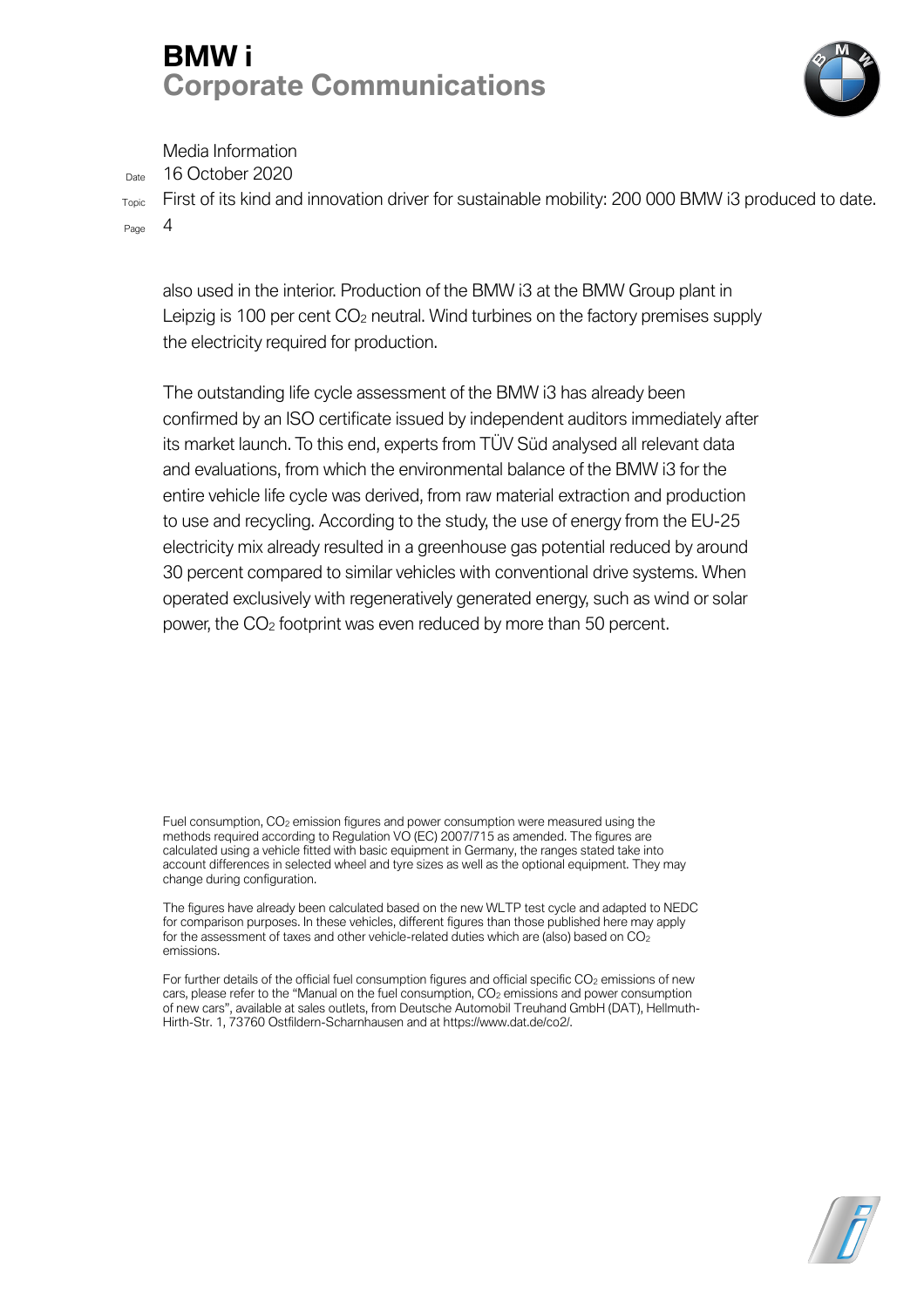also used in the interior. Production of the BMW i3 at the BMW Group plant in Leipzig is 100 per cent $CO_2$ neutral. Wind turbines on the factory premises supply the electricity required for production.

The outstanding life cycle assessment of the BMW i3 has already been confirmed by an ISO certificate issued by independent auditors immediately after its market launch. To this end, experts from TÜV Süd analysed all relevant data and evaluations, from which the environmental balance of the BMW i3 for the entire vehicle life cycle was derived, from raw material extraction and production to use and recycling. According to the study, the use of energy from the EU-25 electricity mix already resulted in a greenhouse gas potential reduced by around 30 percent compared to similar vehicles with conventional drive systems. When operated exclusively with regeneratively generated energy, such as wind or solar power, the $CO_2$ footprint was even reduced by more than 50 percent.

Fuel consumption, $CO_2$ emission figures and power consumption were measured using the methods required according to Regulation VO (EC) 2007/715 as amended. The figures are calculated using a vehicle fitted with basic equipment in Germany, the ranges stated take into account differences in selected wheel and tyre sizes as well as the optional equipment. They may change during configuration.

The figures have already been calculated based on the new WLTP test cycle and adapted to NEDC for comparison purposes. In these vehicles, different figures than those published here may apply for the assessment of taxes and other vehicle-related duties which are (also) based on $CO_2$ emissions.

For further details of the official fuel consumption figures and official specific $CO_2$ emissions of new cars, please refer to the "Manual on the fuel consumption, $CO_2$ emissions and power consumption of new cars", available at sales outlets, from Deutsche Automobil Treuhand GmbH (DAT), Hellmuth-Hirth-Str. 1, 73760 Ostfildern-Scharnhausen and at https://www.dat.de/co2/.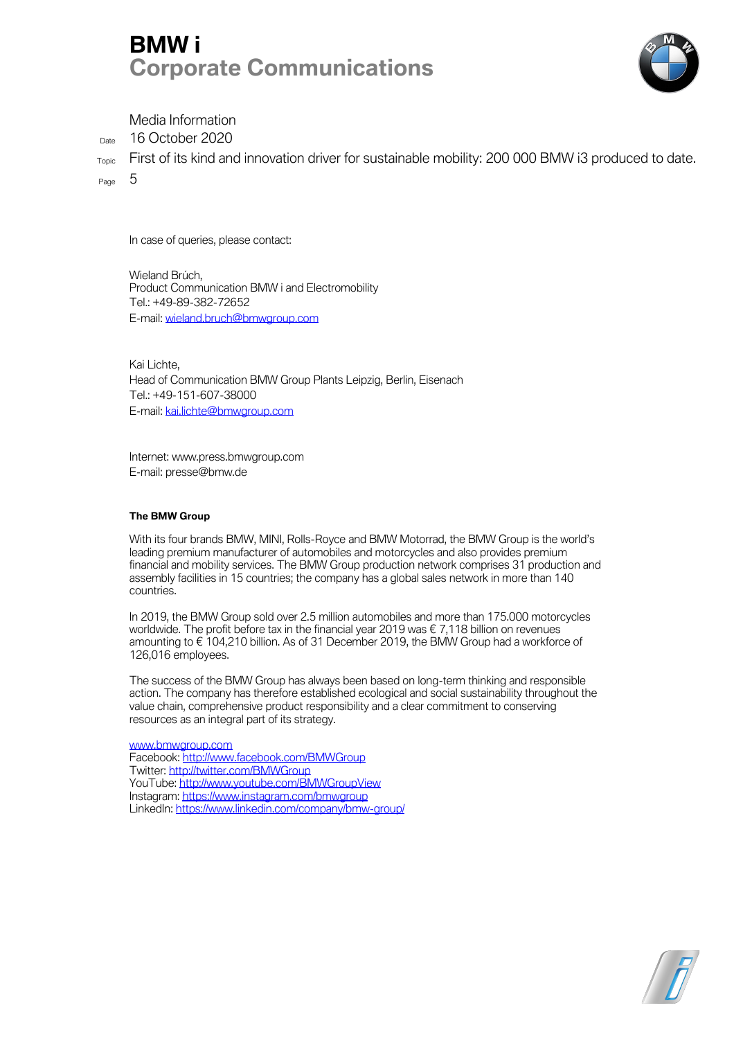In case of queries, please contact:

Wieland Brúch,
Product Communication BMW i and Electromobility
Tel.: +49-89-382-72652
E-mail: wieland.bruch@bmwgroup.com

Kai Lichte,
Head of Communication BMW Group Plants Leipzig, Berlin, Eisenach
Tel.: +49-151-607-38000
E-mail: kai.lichte@bmwgroup.com

Internet: www.press.bmwgroup.com
E-mail: presse@bmw.de

**The BMW Group**

With its four brands BMW, MINI, Rolls-Royce and BMW Motorrad, the BMW Group is the world's leading premium manufacturer of automobiles and motorcycles and also provides premium financial and mobility services. The BMW Group production network comprises 31 production and assembly facilities in 15 countries; the company has a global sales network in more than 140 countries.

In 2019, the BMW Group sold over 2.5 million automobiles and more than 175.000 motorcycles worldwide. The profit before tax in the financial year 2019 was € 7,118 billion on revenues amounting to € 104,210 billion. As of 31 December 2019, the BMW Group had a workforce of 126,016 employees.

The success of the BMW Group has always been based on long-term thinking and responsible action. The company has therefore established ecological and social sustainability throughout the value chain, comprehensive product responsibility and a clear commitment to conserving resources as an integral part of its strategy.

www.bmwgroup.com
Facebook: http://www.facebook.com/BMWGroup
Twitter: http://twitter.com/BMWGroup
YouTube: http://www.youtube.com/BMWGroupView
Instagram: https://www.instagram.com/bmwgroup
LinkedIn: https://www.linkedin.com/company/bmw-group/